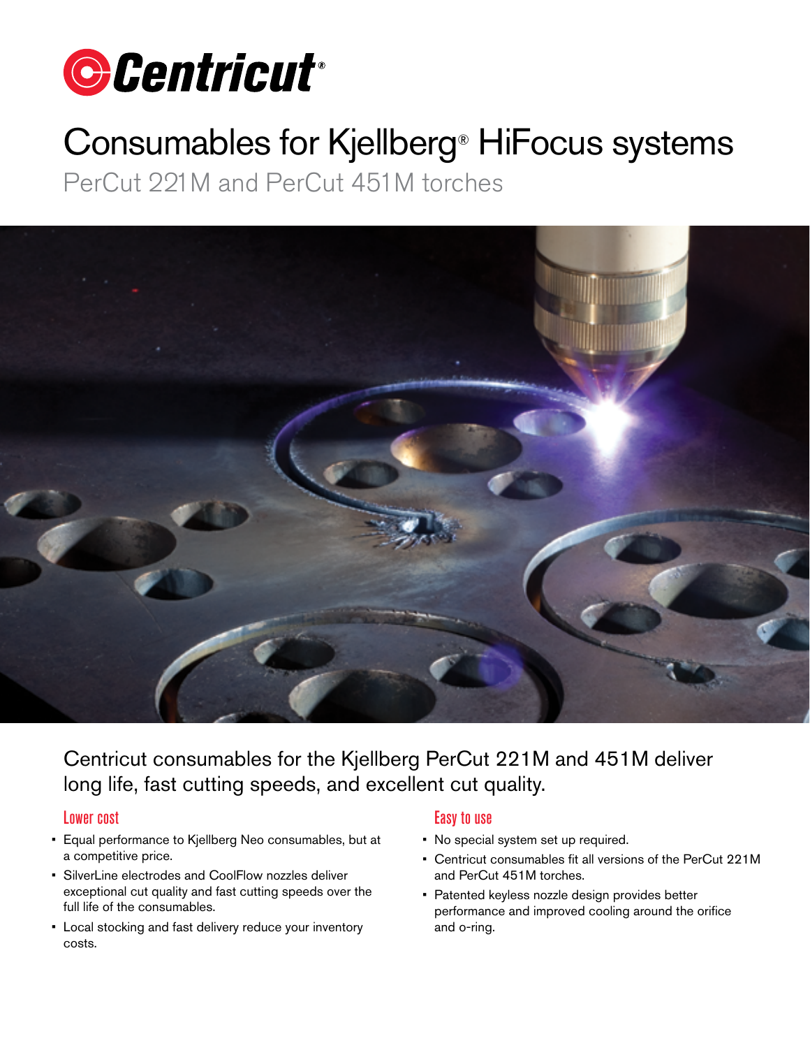# Centricut®

# Consumables for Kjellberg® HiFocus systems

## PerCut 221M and PerCut 451M torches

Centricut consumables for the Kjellberg PerCut 221M and 451M deliver long life, fast cutting speeds, and excellent cut quality.

### Lower cost

- Equal performance to Kjellberg Neo consumables, but at a competitive price.
- SilverLine electrodes and CoolFlow nozzles deliver exceptional cut quality and fast cutting speeds over the full life of the consumables.
- Local stocking and fast delivery reduce your inventory costs.

### Easy to use

- No special system set up required.
- Centricut consumables fit all versions of the PerCut 221M and PerCut 451M torches.
- Patented keyless nozzle design provides better performance and improved cooling around the orifice and o-ring.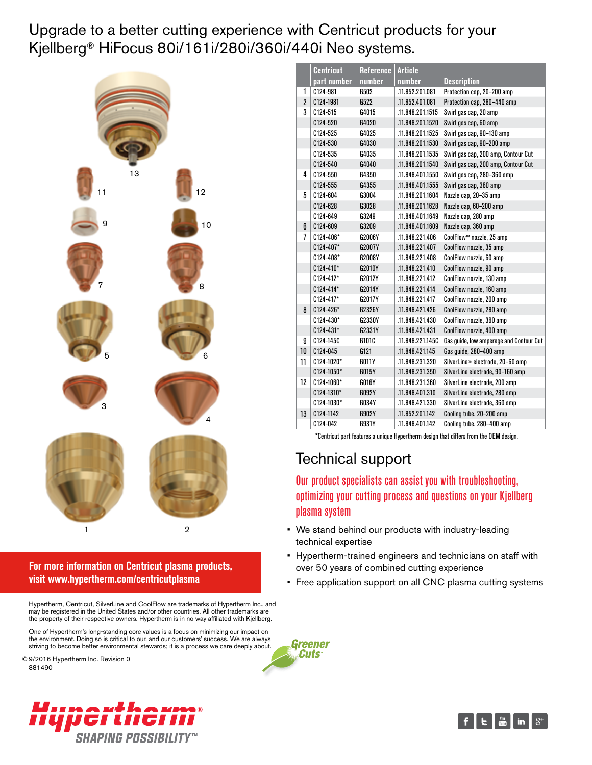# Upgrade to a better cutting experience with Centricut products for your Kjellberg® HiFocus 80i/161i/280i/360i/440i Neo systems.

13

11

12

9

10

7

8

5

6

3

4

1

2

| | Centricut part number | Reference number | Article number | Description |
|---|---|---|---|---|
| 1 | C124-981 | G502 | .11.852.201.081 | Protection cap, 20–200 amp |
| 2 | C124-1981 | G522 | .11.852.401.081 | Protection cap, 280–440 amp |
| 3 | C124-515 | G4015 | .11.848.201.1515 | Swirl gas cap, 20 amp |
| | C124-520 | G4020 | .11.848.201.1520 | Swirl gas cap, 60 amp |
| | C124-525 | G4025 | .11.848.201.1525 | Swirl gas cap, 90–130 amp |
| | C124-530 | G4030 | .11.848.201.1530 | Swirl gas cap, 90–200 amp |
| | C124-535 | G4035 | .11.848.201.1535 | Swirl gas cap, 200 amp, Contour Cut |
| | C124-540 | G4040 | .11.848.201.1540 | Swirl gas cap, 200 amp, Contour Cut |
| 4 | C124-550 | G4350 | .11.848.401.1550 | Swirl gas cap, 280–360 amp |
| | C124-555 | G4355 | .11.848.401.1555 | Swirl gas cap, 360 amp |
| 5 | C124-604 | G3004 | .11.848.201.1604 | Nozzle cap, 20–35 amp |
| | C124-628 | G3028 | .11.848.201.1628 | Nozzle cap, 60–200 amp |
| | C124-649 | G3249 | .11.848.401.1649 | Nozzle cap, 280 amp |
| 6 | C124-609 | G3209 | .11.848.401.1609 | Nozzle cap, 360 amp |
| 7 | C124-406* | G2006Y | .11.848.221.406 | CoolFlow™ nozzle, 25 amp |
| | C124-407* | G2007Y | .11.848.221.407 | CoolFlow nozzle, 35 amp |
| | C124-408* | G2008Y | .11.848.221.408 | CoolFlow nozzle, 60 amp |
| | C124-410* | G2010Y | .11.848.221.410 | CoolFlow nozzle, 90 amp |
| | C124-412* | G2012Y | .11.848.221.412 | CoolFlow nozzle, 130 amp |
| | C124-414* | G2014Y | .11.848.221.414 | CoolFlow nozzle, 160 amp |
| | C124-417* | G2017Y | .11.848.221.417 | CoolFlow nozzle, 200 amp |
| 8 | C124-426* | G2326Y | .11.848.421.426 | CoolFlow nozzle, 280 amp |
| | C124-430* | G2330Y | .11.848.421.430 | CoolFlow nozzle, 360 amp |
| | C124-431* | G2331Y | .11.848.421.431 | CoolFlow nozzle, 400 amp |
| 9 | C124-145C | G101C | .11.848.221.145C | Gas guide, low amperage and Contour Cut |
| 10 | C124-045 | G121 | .11.848.421.145 | Gas guide, 280–400 amp |
| 11 | C124-1020* | G011Y | .11.848.231.320 | SilverLine® electrode, 20–60 amp |
| | C124-1050* | G015Y | .11.848.231.350 | SilverLine electrode, 90–160 amp |
| 12 | C124-1060* | G016Y | .11.848.231.360 | SilverLine electrode, 200 amp |
| | C124-1310* | G092Y | .11.848.401.310 | SilverLine electrode, 280 amp |
| | C124-1030* | G034Y | .11.848.421.330 | SilverLine electrode, 360 amp |
| 13 | C124-1142 | G902Y | .11.852.201.142 | Cooling tube, 20–200 amp |
| | C124-042 | G931Y | .11.848.401.142 | Cooling tube, 280–400 amp |

*Centricut part features a unique Hypertherm design that differs from the OEM design.

## Technical support

**Our product specialists can assist you with troubleshooting, optimizing your cutting process and questions on your Kjellberg plasma system**

- We stand behind our products with industry-leading technical expertise
- Hypertherm-trained engineers and technicians on staff with over 50 years of combined cutting experience
- Free application support on all CNC plasma cutting systems

**For more information on Centricut plasma products, visit www.hypertherm.com/centricutplasma**

Hypertherm, Centricut, SilverLine and CoolFlow are trademarks of Hypertherm Inc., and may be registered in the United States and/or other countries. All other trademarks are the property of their respective owners. Hypertherm is in no way affiliated with Kjellberg.

One of Hypertherm's long-standing core values is a focus on minimizing our impact on the environment. Doing so is critical to our, and our customers' success. We are always striving to become better environmental stewards; it is a process we care deeply about.

Greener Cuts

© 9/2016 Hypertherm Inc. Revision 0
881490

Hypertherm®
SHAPING POSSIBILITY™